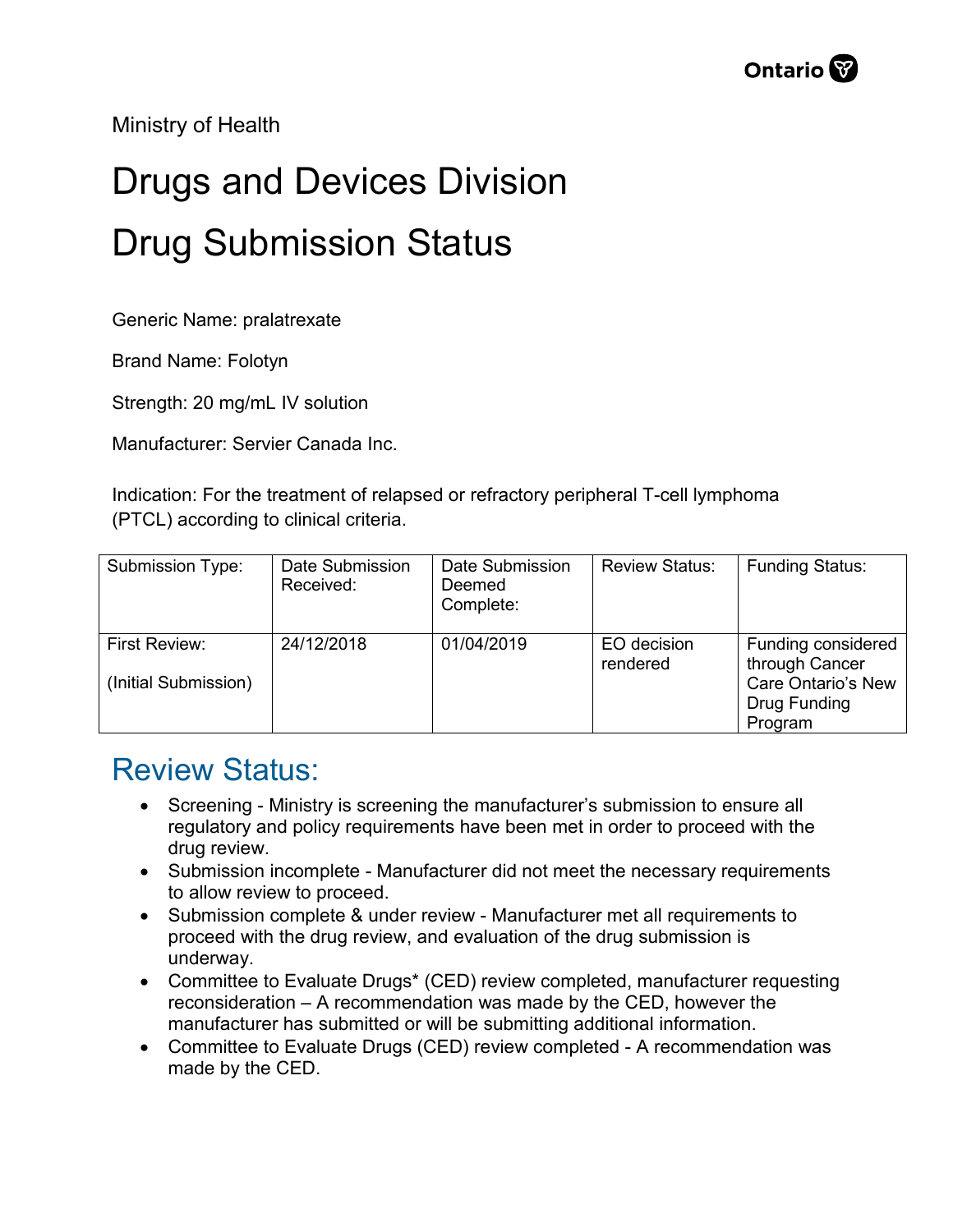Ministry of Health

# Drugs and Devices Division

# Drug Submission Status

Generic Name: pralatrexate

Brand Name: Folotyn

Strength: 20 mg/mL IV solution

Manufacturer: Servier Canada Inc.

Indication: For the treatment of relapsed or refractory peripheral T-cell lymphoma (PTCL) according to clinical criteria.

| Submission Type: | Date Submission Received: | Date Submission Deemed Complete: | Review Status: | Funding Status: |
|---|---|---|---|---|
| First Review: (Initial Submission) | 24/12/2018 | 01/04/2019 | EO decision rendered | Funding considered through Cancer Care Ontario's New Drug Funding Program |

## Review Status:

- Screening - Ministry is screening the manufacturer's submission to ensure all regulatory and policy requirements have been met in order to proceed with the drug review.
- Submission incomplete - Manufacturer did not meet the necessary requirements to allow review to proceed.
- Submission complete & under review - Manufacturer met all requirements to proceed with the drug review, and evaluation of the drug submission is underway.
- Committee to Evaluate Drugs* (CED) review completed, manufacturer requesting reconsideration – A recommendation was made by the CED, however the manufacturer has submitted or will be submitting additional information.
- Committee to Evaluate Drugs (CED) review completed - A recommendation was made by the CED.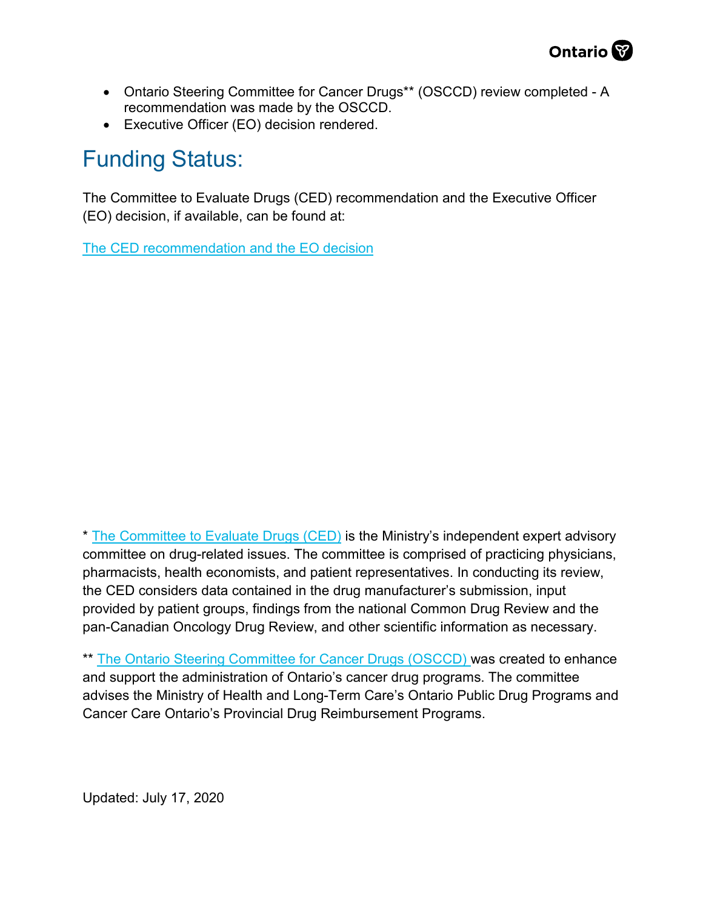- Ontario Steering Committee for Cancer Drugs** (OSCCD) review completed - A recommendation was made by the OSCCD.
- Executive Officer (EO) decision rendered.

## Funding Status:

The Committee to Evaluate Drugs (CED) recommendation and the Executive Officer (EO) decision, if available, can be found at:

The CED recommendation and the EO decision

* The Committee to Evaluate Drugs (CED) is the Ministry's independent expert advisory committee on drug-related issues. The committee is comprised of practicing physicians, pharmacists, health economists, and patient representatives. In conducting its review, the CED considers data contained in the drug manufacturer's submission, input provided by patient groups, findings from the national Common Drug Review and the pan-Canadian Oncology Drug Review, and other scientific information as necessary.

** The Ontario Steering Committee for Cancer Drugs (OSCCD) was created to enhance and support the administration of Ontario's cancer drug programs. The committee advises the Ministry of Health and Long-Term Care's Ontario Public Drug Programs and Cancer Care Ontario's Provincial Drug Reimbursement Programs.

Updated: July 17, 2020